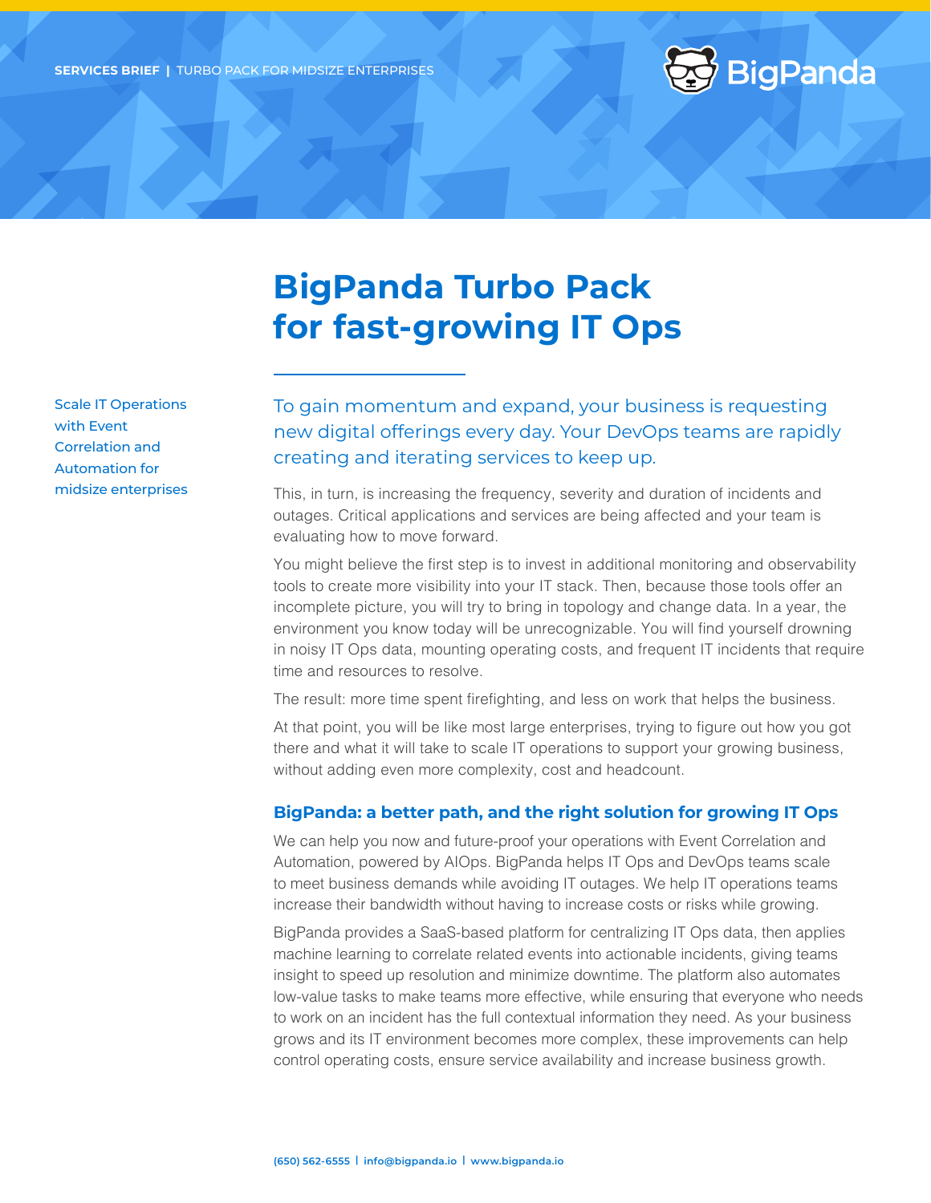**SERVICES BRIEF** | TURBO PACK FOR MIDSIZE ENTERPRISES

BigPanda

# BigPanda Turbo Pack for fast-growing IT Ops

Scale IT Operations with Event Correlation and Automation for midsize enterprises

To gain momentum and expand, your business is requesting new digital offerings every day. Your DevOps teams are rapidly creating and iterating services to keep up.

This, in turn, is increasing the frequency, severity and duration of incidents and outages. Critical applications and services are being affected and your team is evaluating how to move forward.

You might believe the first step is to invest in additional monitoring and observability tools to create more visibility into your IT stack. Then, because those tools offer an incomplete picture, you will try to bring in topology and change data. In a year, the environment you know today will be unrecognizable. You will find yourself drowning in noisy IT Ops data, mounting operating costs, and frequent IT incidents that require time and resources to resolve.

The result: more time spent firefighting, and less on work that helps the business.

At that point, you will be like most large enterprises, trying to figure out how you got there and what it will take to scale IT operations to support your growing business, without adding even more complexity, cost and headcount.

## BigPanda: a better path, and the right solution for growing IT Ops

We can help you now and future-proof your operations with Event Correlation and Automation, powered by AIOps. BigPanda helps IT Ops and DevOps teams scale to meet business demands while avoiding IT outages. We help IT operations teams increase their bandwidth without having to increase costs or risks while growing.

BigPanda provides a SaaS-based platform for centralizing IT Ops data, then applies machine learning to correlate related events into actionable incidents, giving teams insight to speed up resolution and minimize downtime. The platform also automates low-value tasks to make teams more effective, while ensuring that everyone who needs to work on an incident has the full contextual information they need. As your business grows and its IT environment becomes more complex, these improvements can help control operating costs, ensure service availability and increase business growth.

(650) 562-6555 | info@bigpanda.io | www.bigpanda.io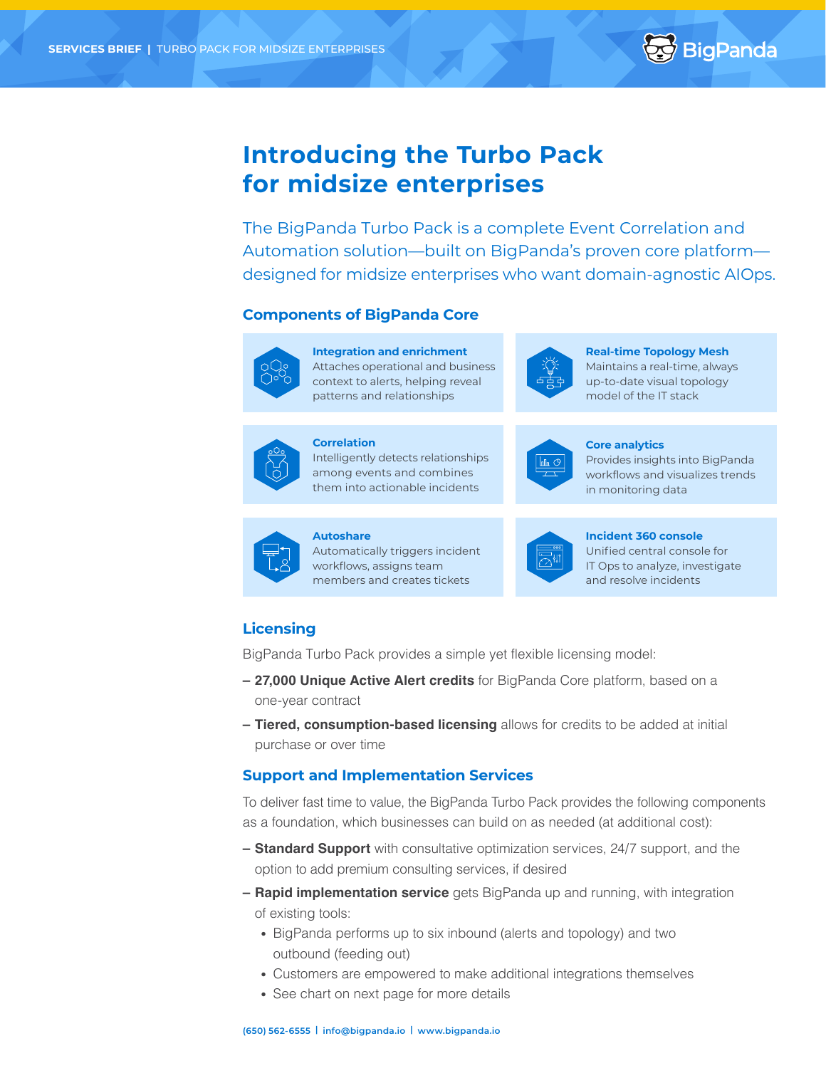# Introducing the Turbo Pack for midsize enterprises

The BigPanda Turbo Pack is a complete Event Correlation and Automation solution—built on BigPanda's proven core platform—designed for midsize enterprises who want domain-agnostic AIOps.

## Components of BigPanda Core

**Integration and enrichment**
Attaches operational and business context to alerts, helping reveal patterns and relationships

**Real-time Topology Mesh**
Maintains a real-time, always up-to-date visual topology model of the IT stack

**Correlation**
Intelligently detects relationships among events and combines them into actionable incidents

**Core analytics**
Provides insights into BigPanda workflows and visualizes trends in monitoring data

**Autoshare**
Automatically triggers incident workflows, assigns team members and creates tickets

**Incident 360 console**
Unified central console for IT Ops to analyze, investigate and resolve incidents

## Licensing

BigPanda Turbo Pack provides a simple yet flexible licensing model:

- **27,000 Unique Active Alert credits** for BigPanda Core platform, based on a one-year contract
- **Tiered, consumption-based licensing** allows for credits to be added at initial purchase or over time

## Support and Implementation Services

To deliver fast time to value, the BigPanda Turbo Pack provides the following components as a foundation, which businesses can build on as needed (at additional cost):

- **Standard Support** with consultative optimization services, 24/7 support, and the option to add premium consulting services, if desired
- **Rapid implementation service** gets BigPanda up and running, with integration of existing tools:
  - BigPanda performs up to six inbound (alerts and topology) and two outbound (feeding out)
  - Customers are empowered to make additional integrations themselves
  - See chart on next page for more details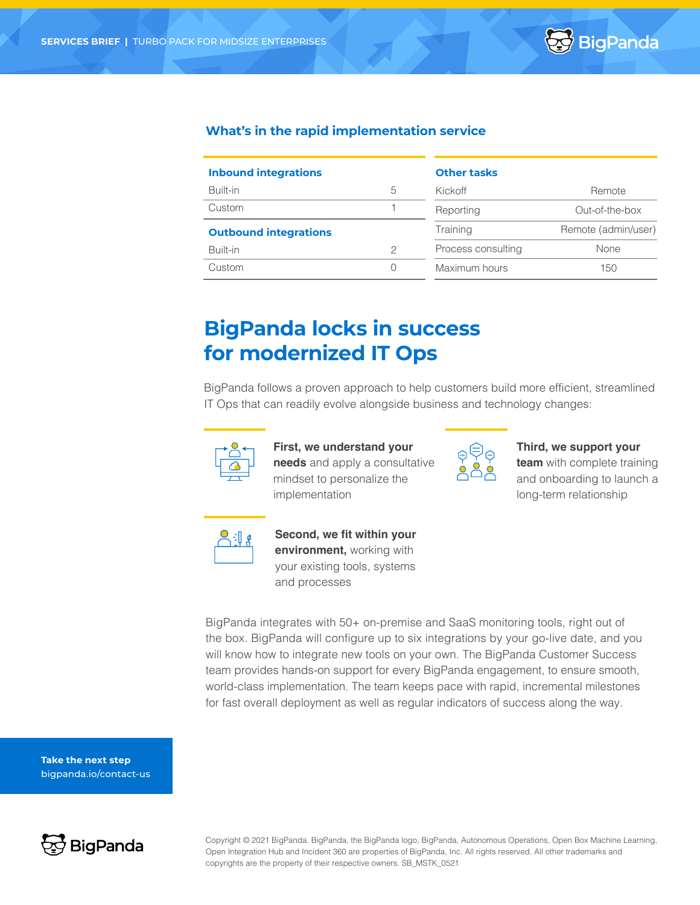## What's in the rapid implementation service

| | |
|---|---|
| **Inbound integrations** | |
| Built-in | 5 |
| Custom | 1 |
| **Outbound integrations** | |
| Built-in | 2 |
| Custom | 0 |

| | |
|---|---|
| **Other tasks** | |
| Kickoff | Remote |
| Reporting | Out-of-the-box |
| Training | Remote (admin/user) |
| Process consulting | None |
| Maximum hours | 150 |

# BigPanda locks in success for modernized IT Ops

BigPanda follows a proven approach to help customers build more efficient, streamlined IT Ops that can readily evolve alongside business and technology changes:

**First, we understand your needs** and apply a consultative mindset to personalize the implementation

**Second, we fit within your environment,** working with your existing tools, systems and processes

**Third, we support your team** with complete training and onboarding to launch a long-term relationship

BigPanda integrates with 50+ on-premise and SaaS monitoring tools, right out of the box. BigPanda will configure up to six integrations by your go-live date, and you will know how to integrate new tools on your own. The BigPanda Customer Success team provides hands-on support for every BigPanda engagement, to ensure smooth, world-class implementation. The team keeps pace with rapid, incremental milestones for fast overall deployment as well as regular indicators of success along the way.

**Take the next step**
bigpanda.io/contact-us

Copyright © 2021 BigPanda. BigPanda, the BigPanda logo, BigPanda, Autonomous Operations, Open Box Machine Learning, Open Integration Hub and Incident 360 are properties of BigPanda, Inc. All rights reserved. All other trademarks and copyrights are the property of their respective owners. SB_MSTK_0521